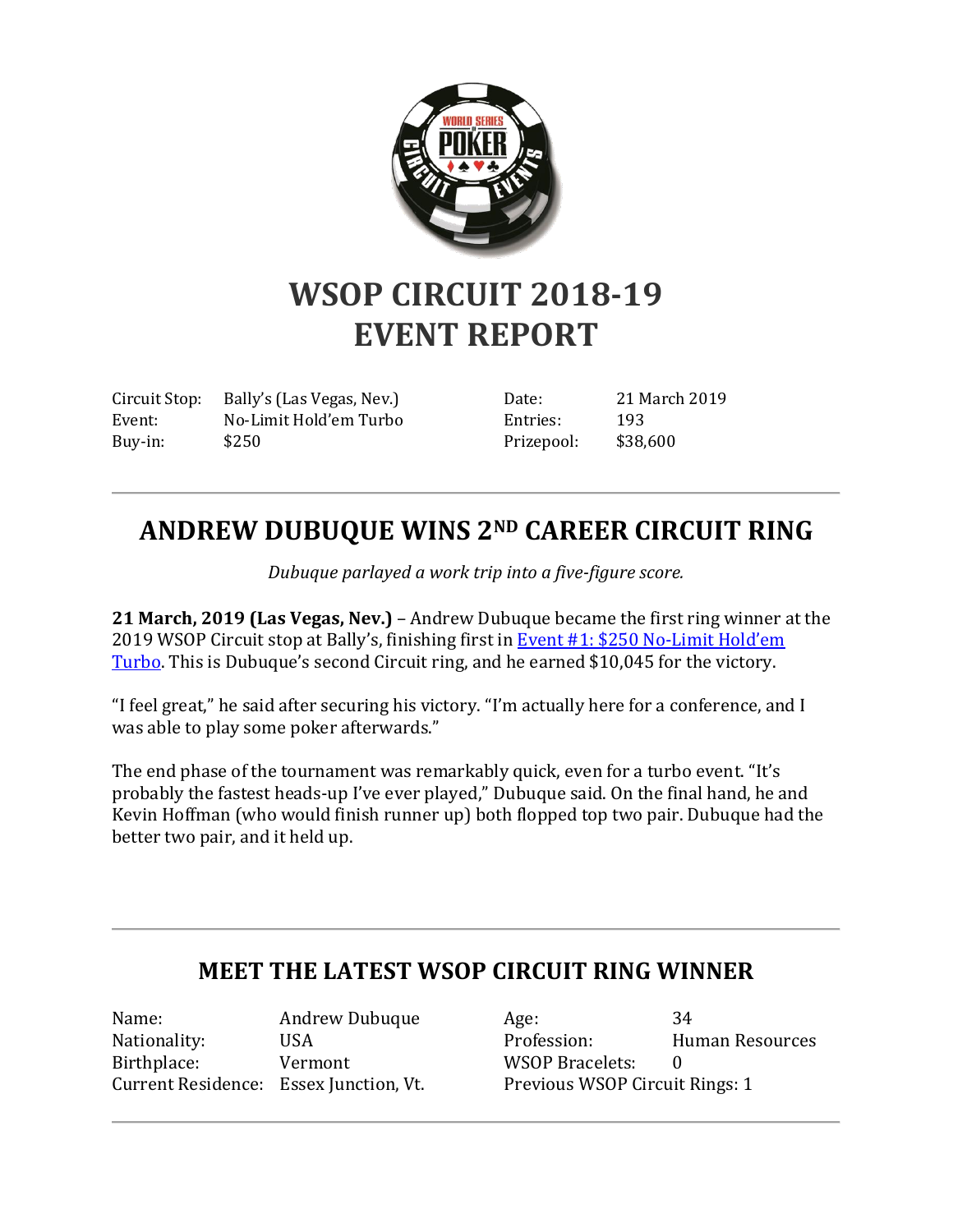# WSOP CIRCUIT 2018-19
# EVENT REPORT

| | | | |
|---|---|---|---|
| Circuit Stop: | Bally's (Las Vegas, Nev.) | Date: | 21 March 2019 |
| Event: | No-Limit Hold'em Turbo | Entries: | 193 |
| Buy-in: | $250 | Prizepool: | $38,600 |

---

## ANDREW DUBUQUE WINS 2ND CAREER CIRCUIT RING

*Dubuque parlayed a work trip into a five-figure score.*

**21 March, 2019 (Las Vegas, Nev.)** – Andrew Dubuque became the first ring winner at the 2019 WSOP Circuit stop at Bally's, finishing first in Event #1: $250 No-Limit Hold'em Turbo. This is Dubuque's second Circuit ring, and he earned $10,045 for the victory.

"I feel great," he said after securing his victory. "I'm actually here for a conference, and I was able to play some poker afterwards."

The end phase of the tournament was remarkably quick, even for a turbo event. "It's probably the fastest heads-up I've ever played," Dubuque said. On the final hand, he and Kevin Hoffman (who would finish runner up) both flopped top two pair. Dubuque had the better two pair, and it held up.

---

## MEET THE LATEST WSOP CIRCUIT RING WINNER

| | | | |
|---|---|---|---|
| Name: | Andrew Dubuque | Age: | 34 |
| Nationality: | USA | Profession: | Human Resources |
| Birthplace: | Vermont | WSOP Bracelets: | 0 |
| Current Residence: | Essex Junction, Vt. | Previous WSOP Circuit Rings: | 1 |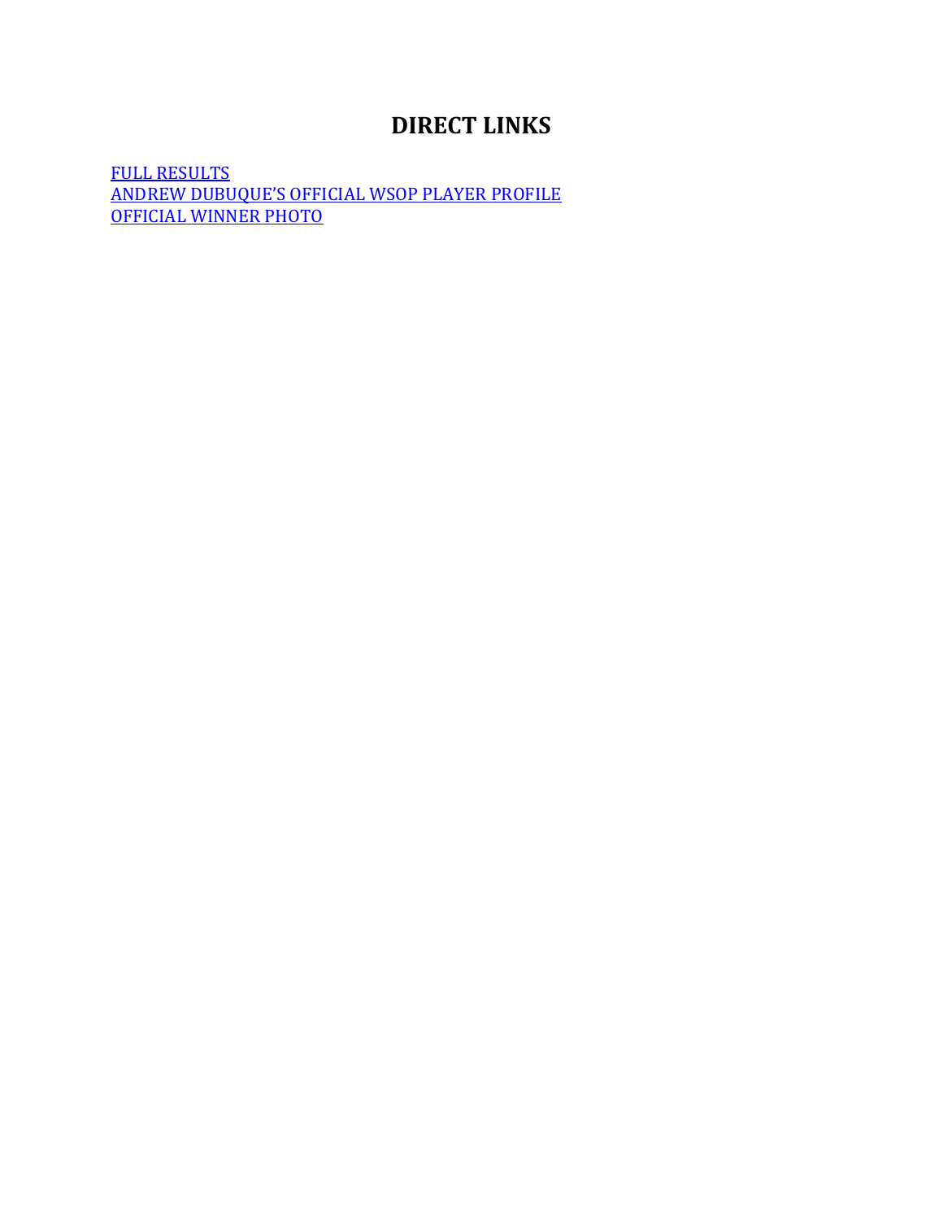# DIRECT LINKS

FULL RESULTS
ANDREW DUBUQUE'S OFFICIAL WSOP PLAYER PROFILE
OFFICIAL WINNER PHOTO